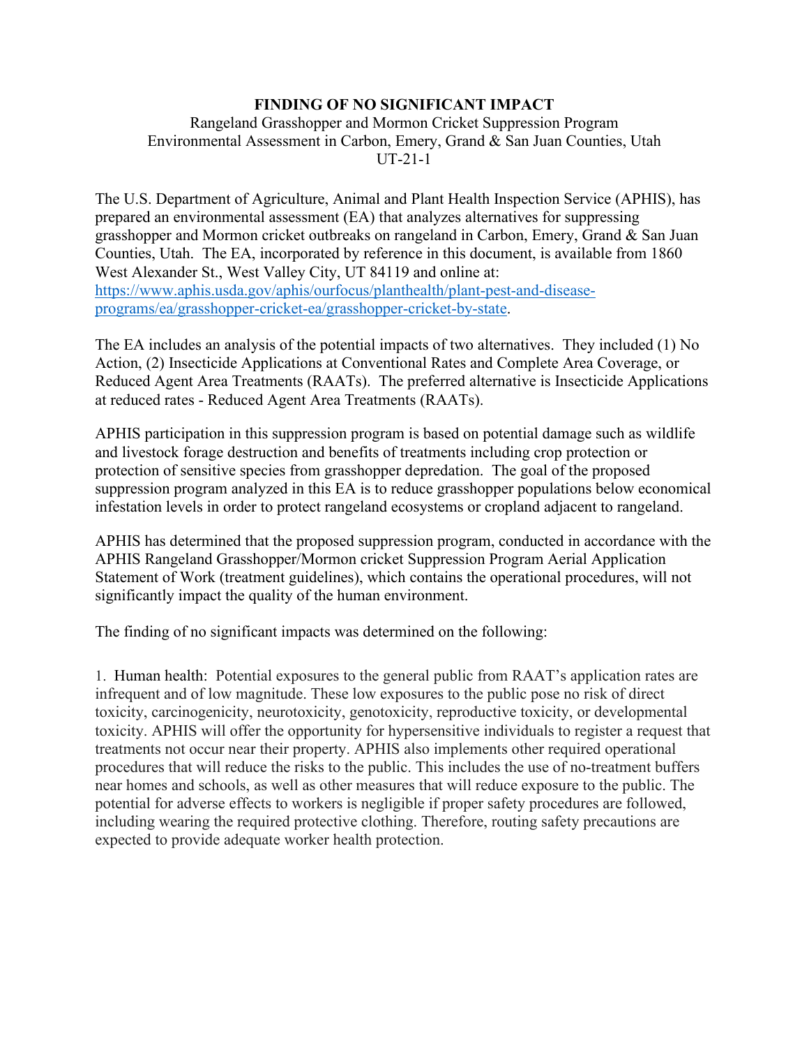# FINDING OF NO SIGNIFICANT IMPACT

Rangeland Grasshopper and Mormon Cricket Suppression Program
Environmental Assessment in Carbon, Emery, Grand & San Juan Counties, Utah
UT-21-1

The U.S. Department of Agriculture, Animal and Plant Health Inspection Service (APHIS), has prepared an environmental assessment (EA) that analyzes alternatives for suppressing grasshopper and Mormon cricket outbreaks on rangeland in Carbon, Emery, Grand & San Juan Counties, Utah. The EA, incorporated by reference in this document, is available from 1860 West Alexander St., West Valley City, UT 84119 and online at: [https://www.aphis.usda.gov/aphis/ourfocus/planthealth/plant-pest-and-disease-programs/ea/grasshopper-cricket-ea/grasshopper-cricket-by-state](https://www.aphis.usda.gov/aphis/ourfocus/planthealth/plant-pest-and-disease-programs/ea/grasshopper-cricket-ea/grasshopper-cricket-by-state).

The EA includes an analysis of the potential impacts of two alternatives. They included (1) No Action, (2) Insecticide Applications at Conventional Rates and Complete Area Coverage, or Reduced Agent Area Treatments (RAATs). The preferred alternative is Insecticide Applications at reduced rates - Reduced Agent Area Treatments (RAATs).

APHIS participation in this suppression program is based on potential damage such as wildlife and livestock forage destruction and benefits of treatments including crop protection or protection of sensitive species from grasshopper depredation. The goal of the proposed suppression program analyzed in this EA is to reduce grasshopper populations below economical infestation levels in order to protect rangeland ecosystems or cropland adjacent to rangeland.

APHIS has determined that the proposed suppression program, conducted in accordance with the APHIS Rangeland Grasshopper/Mormon cricket Suppression Program Aerial Application Statement of Work (treatment guidelines), which contains the operational procedures, will not significantly impact the quality of the human environment.

The finding of no significant impacts was determined on the following:

1. Human health: Potential exposures to the general public from RAAT's application rates are infrequent and of low magnitude. These low exposures to the public pose no risk of direct toxicity, carcinogenicity, neurotoxicity, genotoxicity, reproductive toxicity, or developmental toxicity. APHIS will offer the opportunity for hypersensitive individuals to register a request that treatments not occur near their property. APHIS also implements other required operational procedures that will reduce the risks to the public. This includes the use of no-treatment buffers near homes and schools, as well as other measures that will reduce exposure to the public. The potential for adverse effects to workers is negligible if proper safety procedures are followed, including wearing the required protective clothing. Therefore, routing safety precautions are expected to provide adequate worker health protection.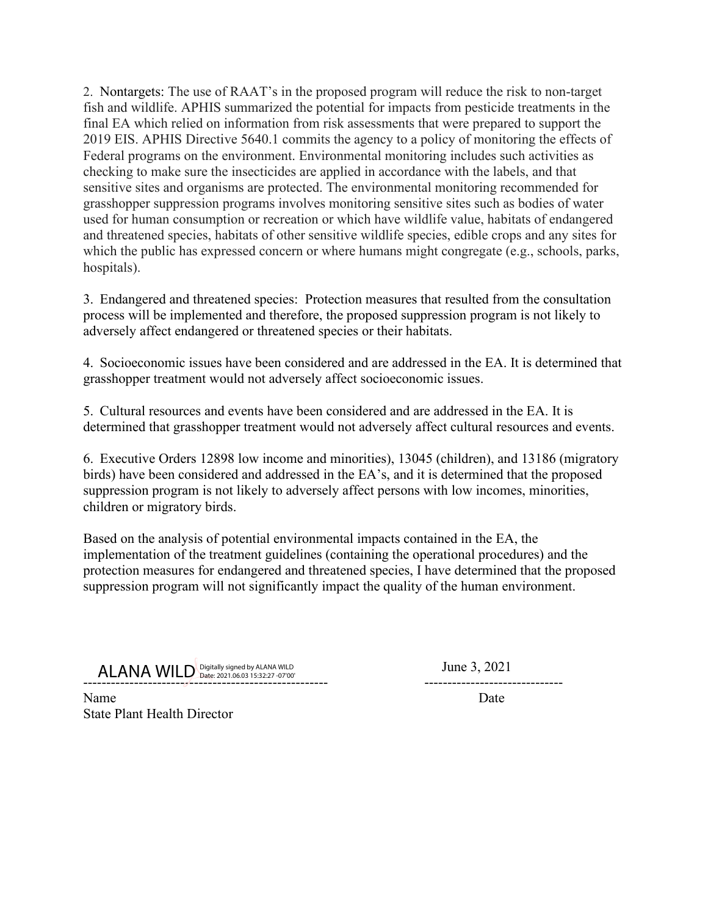2. Nontargets: The use of RAAT's in the proposed program will reduce the risk to non-target fish and wildlife. APHIS summarized the potential for impacts from pesticide treatments in the final EA which relied on information from risk assessments that were prepared to support the 2019 EIS. APHIS Directive 5640.1 commits the agency to a policy of monitoring the effects of Federal programs on the environment. Environmental monitoring includes such activities as checking to make sure the insecticides are applied in accordance with the labels, and that sensitive sites and organisms are protected. The environmental monitoring recommended for grasshopper suppression programs involves monitoring sensitive sites such as bodies of water used for human consumption or recreation or which have wildlife value, habitats of endangered and threatened species, habitats of other sensitive wildlife species, edible crops and any sites for which the public has expressed concern or where humans might congregate (e.g., schools, parks, hospitals).

3. Endangered and threatened species: Protection measures that resulted from the consultation process will be implemented and therefore, the proposed suppression program is not likely to adversely affect endangered or threatened species or their habitats.

4. Socioeconomic issues have been considered and are addressed in the EA. It is determined that grasshopper treatment would not adversely affect socioeconomic issues.

5. Cultural resources and events have been considered and are addressed in the EA. It is determined that grasshopper treatment would not adversely affect cultural resources and events.

6. Executive Orders 12898 low income and minorities), 13045 (children), and 13186 (migratory birds) have been considered and addressed in the EA's, and it is determined that the proposed suppression program is not likely to adversely affect persons with low incomes, minorities, children or migratory birds.

Based on the analysis of potential environmental impacts contained in the EA, the implementation of the treatment guidelines (containing the operational procedures) and the protection measures for endangered and threatened species, I have determined that the proposed suppression program will not significantly impact the quality of the human environment.

ALANA WILD Digitally signed by ALANA WILD Date: 2021.06.03 15:32:27 -07'00'

June 3, 2021

Name
State Plant Health Director

Date